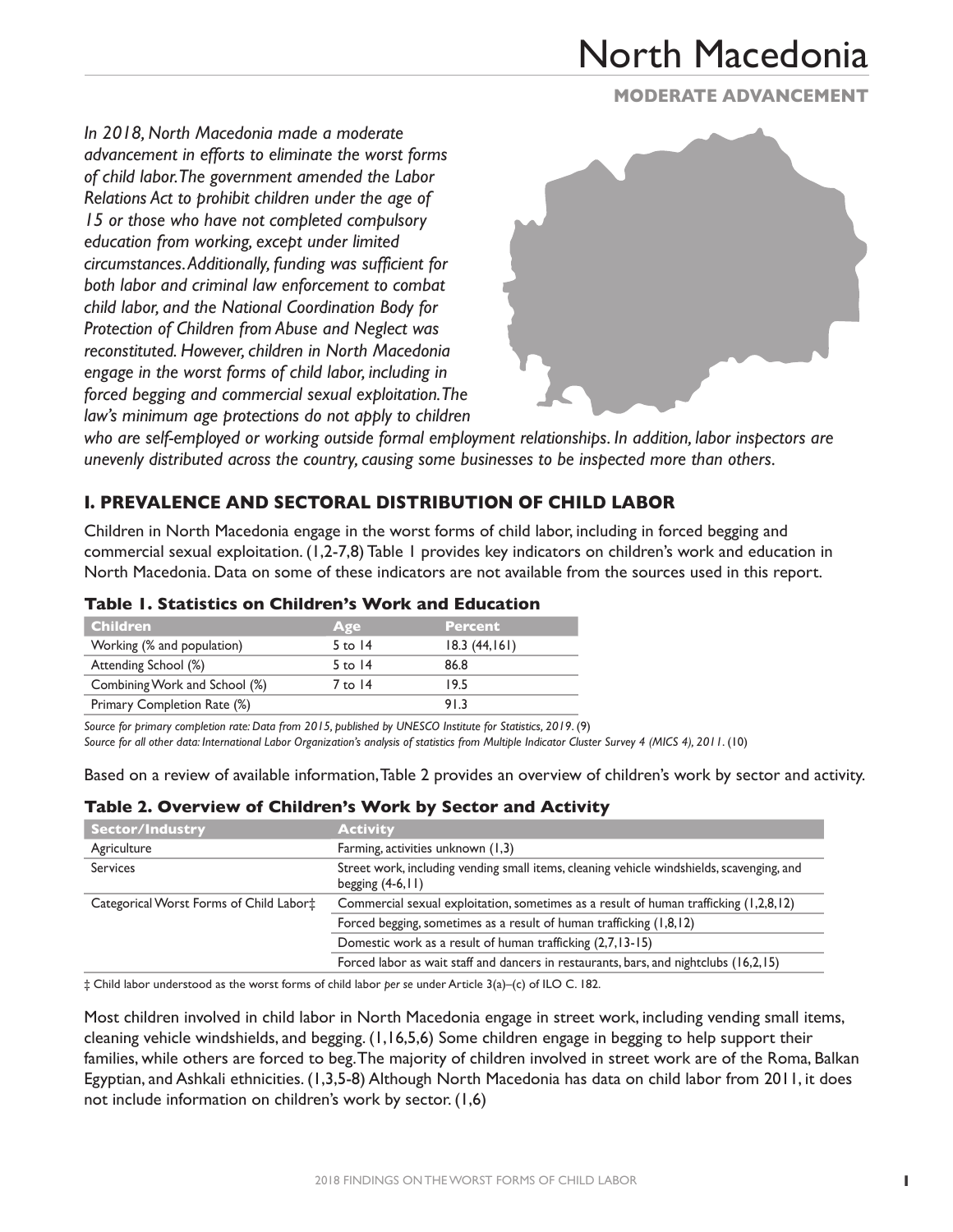# North Macedonia

**MODERATE ADVANCEMENT**

*In 2018, North Macedonia made a moderate advancement in efforts to eliminate the worst forms of child labor. The government amended the Labor Relations Act to prohibit children under the age of 15 or those who have not completed compulsory education from working, except under limited circumstances. Additionally, funding was sufficient for both labor and criminal law enforcement to combat child labor, and the National Coordination Body for Protection of Children from Abuse and Neglect was reconstituted. However, children in North Macedonia engage in the worst forms of child labor, including in forced begging and commercial sexual exploitation. The law's minimum age protections do not apply to children who are self-employed or working outside formal employment relationships. In addition, labor inspectors are unevenly distributed across the country, causing some businesses to be inspected more than others.*

## I. PREVALENCE AND SECTORAL DISTRIBUTION OF CHILD LABOR

Children in North Macedonia engage in the worst forms of child labor, including in forced begging and commercial sexual exploitation. (1,2-7,8) Table 1 provides key indicators on children's work and education in North Macedonia. Data on some of these indicators are not available from the sources used in this report.

### Table 1. Statistics on Children's Work and Education

| Children | Age | Percent |
|---|---|---|
| Working (% and population) | 5 to 14 | 18.3 (44,161) |
| Attending School (%) | 5 to 14 | 86.8 |
| Combining Work and School (%) | 7 to 14 | 19.5 |
| Primary Completion Rate (%) | | 91.3 |

*Source for primary completion rate: Data from 2015, published by UNESCO Institute for Statistics, 2019.* (9)
*Source for all other data: International Labor Organization's analysis of statistics from Multiple Indicator Cluster Survey 4 (MICS 4), 2011.* (10)

Based on a review of available information, Table 2 provides an overview of children's work by sector and activity.

### Table 2. Overview of Children's Work by Sector and Activity

| Sector/Industry | Activity |
|---|---|
| Agriculture | Farming, activities unknown (1,3) |
| Services | Street work, including vending small items, cleaning vehicle windshields, scavenging, and begging (4-6,11) |
| Categorical Worst Forms of Child Labor‡ | Commercial sexual exploitation, sometimes as a result of human trafficking (1,2,8,12) |
| | Forced begging, sometimes as a result of human trafficking (1,8,12) |
| | Domestic work as a result of human trafficking (2,7,13-15) |
| | Forced labor as wait staff and dancers in restaurants, bars, and nightclubs (16,2,15) |

‡ Child labor understood as the worst forms of child labor *per se* under Article 3(a)–(c) of ILO C. 182.

Most children involved in child labor in North Macedonia engage in street work, including vending small items, cleaning vehicle windshields, and begging. (1,16,5,6) Some children engage in begging to help support their families, while others are forced to beg. The majority of children involved in street work are of the Roma, Balkan Egyptian, and Ashkali ethnicities. (1,3,5-8) Although North Macedonia has data on child labor from 2011, it does not include information on children's work by sector. (1,6)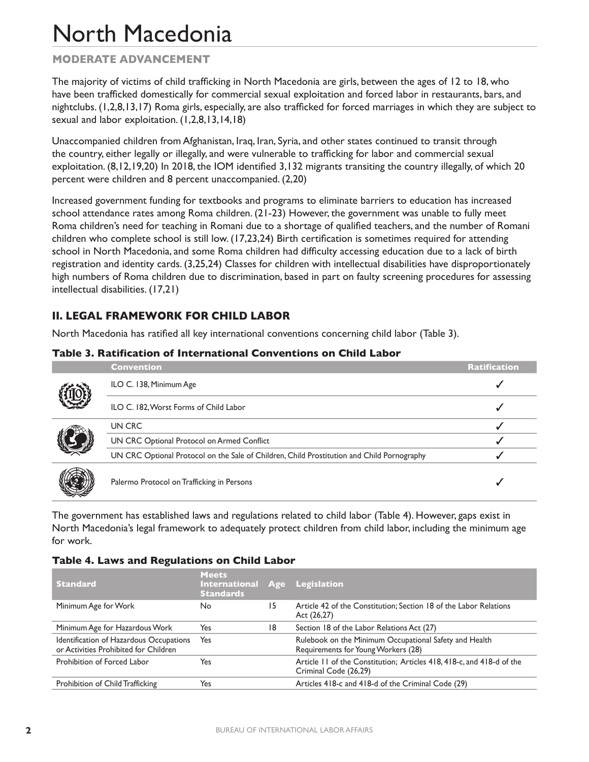# North Macedonia

**MODERATE ADVANCEMENT**

The majority of victims of child trafficking in North Macedonia are girls, between the ages of 12 to 18, who have been trafficked domestically for commercial sexual exploitation and forced labor in restaurants, bars, and nightclubs. (1,2,8,13,17) Roma girls, especially, are also trafficked for forced marriages in which they are subject to sexual and labor exploitation. (1,2,8,13,14,18)

Unaccompanied children from Afghanistan, Iraq, Iran, Syria, and other states continued to transit through the country, either legally or illegally, and were vulnerable to trafficking for labor and commercial sexual exploitation. (8,12,19,20) In 2018, the IOM identified 3,132 migrants transiting the country illegally, of which 20 percent were children and 8 percent unaccompanied. (2,20)

Increased government funding for textbooks and programs to eliminate barriers to education has increased school attendance rates among Roma children. (21-23) However, the government was unable to fully meet Roma children's need for teaching in Romani due to a shortage of qualified teachers, and the number of Romani children who complete school is still low. (17,23,24) Birth certification is sometimes required for attending school in North Macedonia, and some Roma children had difficulty accessing education due to a lack of birth registration and identity cards. (3,25,24) Classes for children with intellectual disabilities have disproportionately high numbers of Roma children due to discrimination, based in part on faulty screening procedures for assessing intellectual disabilities. (17,21)

## II. LEGAL FRAMEWORK FOR CHILD LABOR

North Macedonia has ratified all key international conventions concerning child labor (Table 3).

**Table 3. Ratification of International Conventions on Child Labor**

| Convention | Ratification |
|---|---|
| ILO C. 138, Minimum Age | ✓ |
| ILO C. 182, Worst Forms of Child Labor | ✓ |
| UN CRC | ✓ |
| UN CRC Optional Protocol on Armed Conflict | ✓ |
| UN CRC Optional Protocol on the Sale of Children, Child Prostitution and Child Pornography | ✓ |
| Palermo Protocol on Trafficking in Persons | ✓ |

The government has established laws and regulations related to child labor (Table 4). However, gaps exist in North Macedonia's legal framework to adequately protect children from child labor, including the minimum age for work.

**Table 4. Laws and Regulations on Child Labor**

| Standard | Meets International Standards | Age | Legislation |
|---|---|---|---|
| Minimum Age for Work | No | 15 | Article 42 of the Constitution; Section 18 of the Labor Relations Act (26,27) |
| Minimum Age for Hazardous Work | Yes | 18 | Section 18 of the Labor Relations Act (27) |
| Identification of Hazardous Occupations or Activities Prohibited for Children | Yes | | Rulebook on the Minimum Occupational Safety and Health Requirements for Young Workers (28) |
| Prohibition of Forced Labor | Yes | | Article 11 of the Constitution; Articles 418, 418-c, and 418-d of the Criminal Code (26,29) |
| Prohibition of Child Trafficking | Yes | | Articles 418-c and 418-d of the Criminal Code (29) |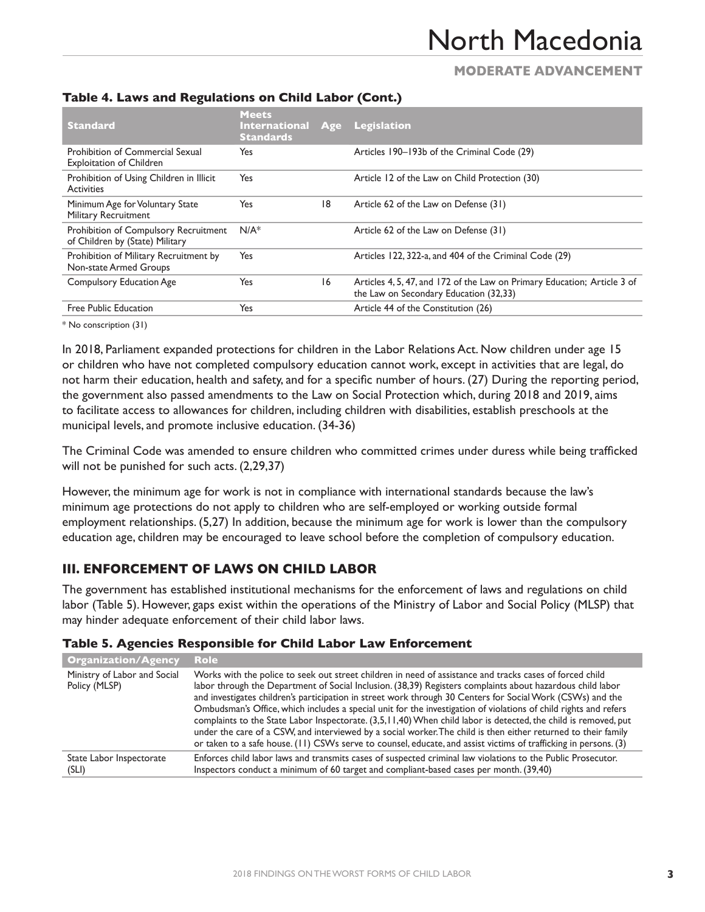### Table 4. Laws and Regulations on Child Labor (Cont.)

| Standard | Meets International Standards | Age | Legislation |
|---|---|---|---|
| Prohibition of Commercial Sexual Exploitation of Children | Yes | | Articles 190–193b of the Criminal Code (29) |
| Prohibition of Using Children in Illicit Activities | Yes | | Article 12 of the Law on Child Protection (30) |
| Minimum Age for Voluntary State Military Recruitment | Yes | 18 | Article 62 of the Law on Defense (31) |
| Prohibition of Compulsory Recruitment of Children by (State) Military | N/A* | | Article 62 of the Law on Defense (31) |
| Prohibition of Military Recruitment by Non-state Armed Groups | Yes | | Articles 122, 322-a, and 404 of the Criminal Code (29) |
| Compulsory Education Age | Yes | 16 | Articles 4, 5, 47, and 172 of the Law on Primary Education; Article 3 of the Law on Secondary Education (32,33) |
| Free Public Education | Yes | | Article 44 of the Constitution (26) |

* No conscription (31)

In 2018, Parliament expanded protections for children in the Labor Relations Act. Now children under age 15 or children who have not completed compulsory education cannot work, except in activities that are legal, do not harm their education, health and safety, and for a specific number of hours. (27) During the reporting period, the government also passed amendments to the Law on Social Protection which, during 2018 and 2019, aims to facilitate access to allowances for children, including children with disabilities, establish preschools at the municipal levels, and promote inclusive education. (34-36)

The Criminal Code was amended to ensure children who committed crimes under duress while being trafficked will not be punished for such acts. (2,29,37)

However, the minimum age for work is not in compliance with international standards because the law's minimum age protections do not apply to children who are self-employed or working outside formal employment relationships. (5,27) In addition, because the minimum age for work is lower than the compulsory education age, children may be encouraged to leave school before the completion of compulsory education.

## III. ENFORCEMENT OF LAWS ON CHILD LABOR

The government has established institutional mechanisms for the enforcement of laws and regulations on child labor (Table 5). However, gaps exist within the operations of the Ministry of Labor and Social Policy (MLSP) that may hinder adequate enforcement of their child labor laws.

### Table 5. Agencies Responsible for Child Labor Law Enforcement

| Organization/Agency | Role |
|---|---|
| Ministry of Labor and Social Policy (MLSP) | Works with the police to seek out street children in need of assistance and tracks cases of forced child labor through the Department of Social Inclusion. (38,39) Registers complaints about hazardous child labor and investigates children's participation in street work through 30 Centers for Social Work (CSWs) and the Ombudsman's Office, which includes a special unit for the investigation of violations of child rights and refers complaints to the State Labor Inspectorate. (3,5,11,40) When child labor is detected, the child is removed, put under the care of a CSW, and interviewed by a social worker. The child is then either returned to their family or taken to a safe house. (11) CSWs serve to counsel, educate, and assist victims of trafficking in persons. (3) |
| State Labor Inspectorate (SLI) | Enforces child labor laws and transmits cases of suspected criminal law violations to the Public Prosecutor. Inspectors conduct a minimum of 60 target and compliant-based cases per month. (39,40) |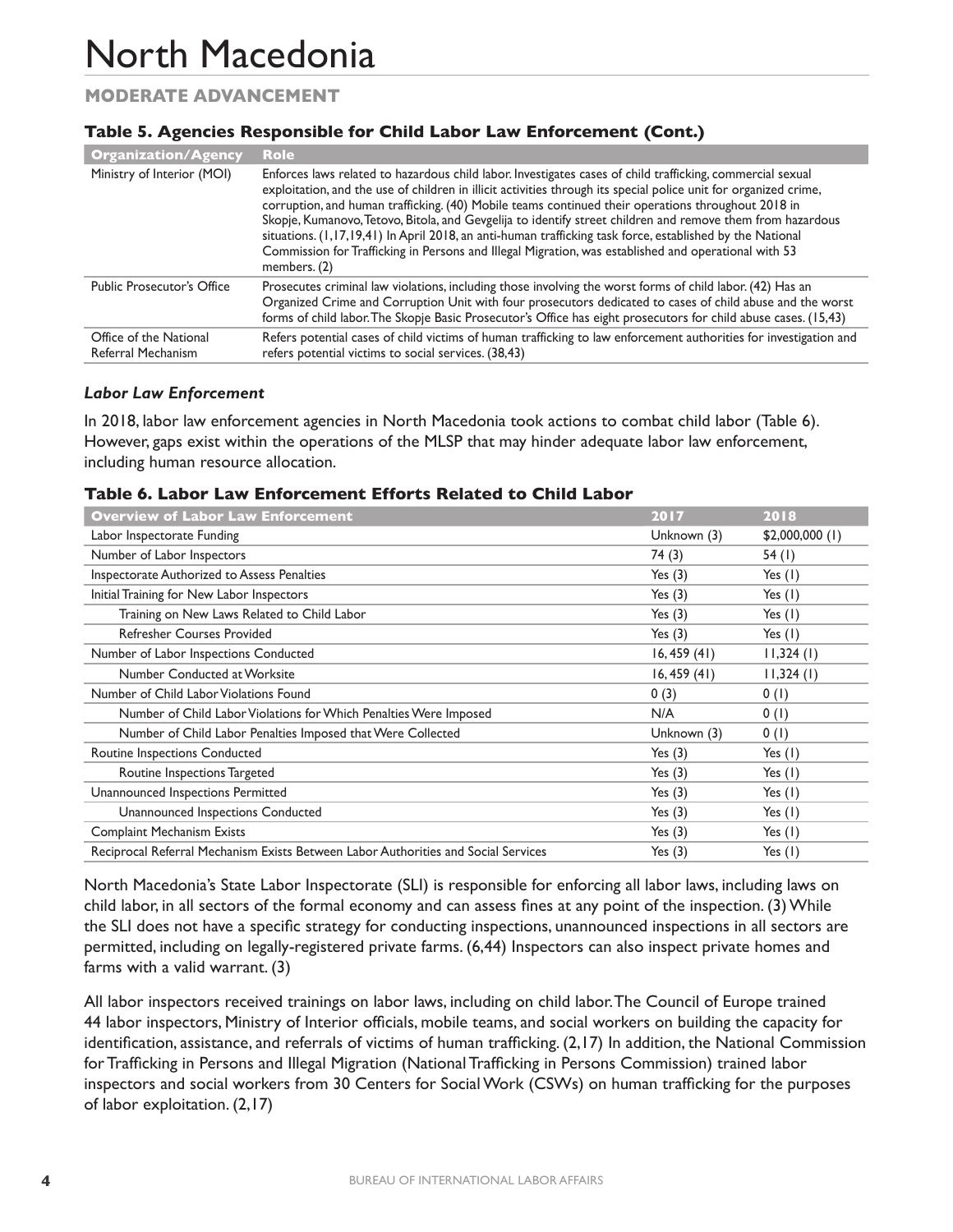# North Macedonia

## MODERATE ADVANCEMENT

### Table 5. Agencies Responsible for Child Labor Law Enforcement (Cont.)

| Organization/Agency | Role |
|---|---|
| Ministry of Interior (MOI) | Enforces laws related to hazardous child labor. Investigates cases of child trafficking, commercial sexual exploitation, and the use of children in illicit activities through its special police unit for organized crime, corruption, and human trafficking. (40) Mobile teams continued their operations throughout 2018 in Skopje, Kumanovo, Tetovo, Bitola, and Gevgelija to identify street children and remove them from hazardous situations. (1,17,19,41) In April 2018, an anti-human trafficking task force, established by the National Commission for Trafficking in Persons and Illegal Migration, was established and operational with 53 members. (2) |
| Public Prosecutor's Office | Prosecutes criminal law violations, including those involving the worst forms of child labor. (42) Has an Organized Crime and Corruption Unit with four prosecutors dedicated to cases of child abuse and the worst forms of child labor. The Skopje Basic Prosecutor's Office has eight prosecutors for child abuse cases. (15,43) |
| Office of the National Referral Mechanism | Refers potential cases of child victims of human trafficking to law enforcement authorities for investigation and refers potential victims to social services. (38,43) |

#### *Labor Law Enforcement*

In 2018, labor law enforcement agencies in North Macedonia took actions to combat child labor (Table 6). However, gaps exist within the operations of the MLSP that may hinder adequate labor law enforcement, including human resource allocation.

### Table 6. Labor Law Enforcement Efforts Related to Child Labor

| Overview of Labor Law Enforcement | 2017 | 2018 |
|---|---|---|
| Labor Inspectorate Funding | Unknown (3) | $2,000,000 (1) |
| Number of Labor Inspectors | 74 (3) | 54 (1) |
| Inspectorate Authorized to Assess Penalties | Yes (3) | Yes (1) |
| Initial Training for New Labor Inspectors | Yes (3) | Yes (1) |
| Training on New Laws Related to Child Labor | Yes (3) | Yes (1) |
| Refresher Courses Provided | Yes (3) | Yes (1) |
| Number of Labor Inspections Conducted | 16, 459 (41) | 11,324 (1) |
| Number Conducted at Worksite | 16, 459 (41) | 11,324 (1) |
| Number of Child Labor Violations Found | 0 (3) | 0 (1) |
| Number of Child Labor Violations for Which Penalties Were Imposed | N/A | 0 (1) |
| Number of Child Labor Penalties Imposed that Were Collected | Unknown (3) | 0 (1) |
| Routine Inspections Conducted | Yes (3) | Yes (1) |
| Routine Inspections Targeted | Yes (3) | Yes (1) |
| Unannounced Inspections Permitted | Yes (3) | Yes (1) |
| Unannounced Inspections Conducted | Yes (3) | Yes (1) |
| Complaint Mechanism Exists | Yes (3) | Yes (1) |
| Reciprocal Referral Mechanism Exists Between Labor Authorities and Social Services | Yes (3) | Yes (1) |

North Macedonia's State Labor Inspectorate (SLI) is responsible for enforcing all labor laws, including laws on child labor, in all sectors of the formal economy and can assess fines at any point of the inspection. (3) While the SLI does not have a specific strategy for conducting inspections, unannounced inspections in all sectors are permitted, including on legally-registered private farms. (6,44) Inspectors can also inspect private homes and farms with a valid warrant. (3)

All labor inspectors received trainings on labor laws, including on child labor. The Council of Europe trained 44 labor inspectors, Ministry of Interior officials, mobile teams, and social workers on building the capacity for identification, assistance, and referrals of victims of human trafficking. (2,17) In addition, the National Commission for Trafficking in Persons and Illegal Migration (National Trafficking in Persons Commission) trained labor inspectors and social workers from 30 Centers for Social Work (CSWs) on human trafficking for the purposes of labor exploitation. (2,17)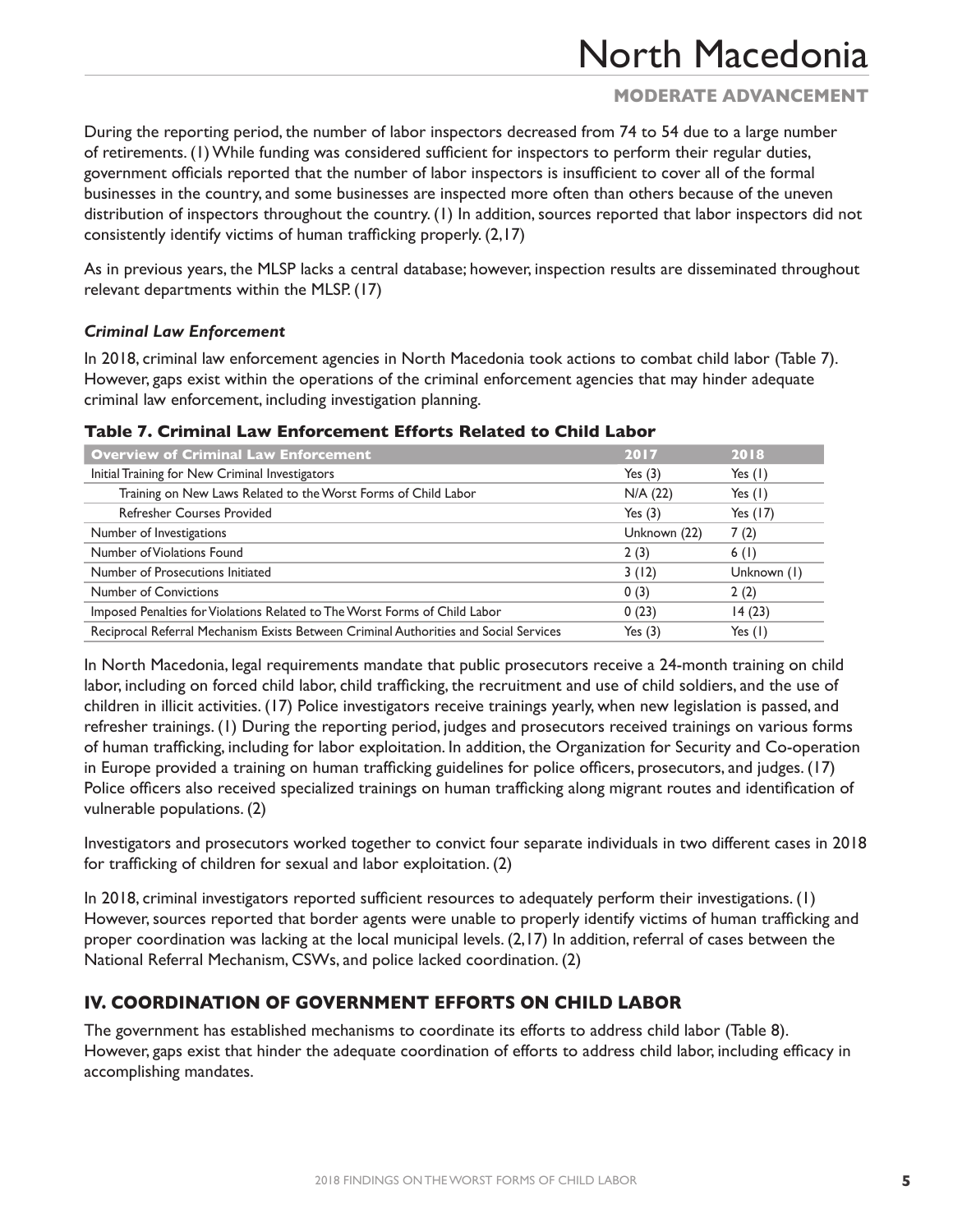During the reporting period, the number of labor inspectors decreased from 74 to 54 due to a large number of retirements. (1) While funding was considered sufficient for inspectors to perform their regular duties, government officials reported that the number of labor inspectors is insufficient to cover all of the formal businesses in the country, and some businesses are inspected more often than others because of the uneven distribution of inspectors throughout the country. (1) In addition, sources reported that labor inspectors did not consistently identify victims of human trafficking properly. (2,17)

As in previous years, the MLSP lacks a central database; however, inspection results are disseminated throughout relevant departments within the MLSP. (17)

### *Criminal Law Enforcement*

In 2018, criminal law enforcement agencies in North Macedonia took actions to combat child labor (Table 7). However, gaps exist within the operations of the criminal enforcement agencies that may hinder adequate criminal law enforcement, including investigation planning.

**Table 7. Criminal Law Enforcement Efforts Related to Child Labor**

| Overview of Criminal Law Enforcement | 2017 | 2018 |
|---|---|---|
| Initial Training for New Criminal Investigators | Yes (3) | Yes (1) |
| Training on New Laws Related to the Worst Forms of Child Labor | N/A (22) | Yes (1) |
| Refresher Courses Provided | Yes (3) | Yes (17) |
| Number of Investigations | Unknown (22) | 7 (2) |
| Number of Violations Found | 2 (3) | 6 (1) |
| Number of Prosecutions Initiated | 3 (12) | Unknown (1) |
| Number of Convictions | 0 (3) | 2 (2) |
| Imposed Penalties for Violations Related to The Worst Forms of Child Labor | 0 (23) | 14 (23) |
| Reciprocal Referral Mechanism Exists Between Criminal Authorities and Social Services | Yes (3) | Yes (1) |

In North Macedonia, legal requirements mandate that public prosecutors receive a 24-month training on child labor, including on forced child labor, child trafficking, the recruitment and use of child soldiers, and the use of children in illicit activities. (17) Police investigators receive trainings yearly, when new legislation is passed, and refresher trainings. (1) During the reporting period, judges and prosecutors received trainings on various forms of human trafficking, including for labor exploitation. In addition, the Organization for Security and Co-operation in Europe provided a training on human trafficking guidelines for police officers, prosecutors, and judges. (17) Police officers also received specialized trainings on human trafficking along migrant routes and identification of vulnerable populations. (2)

Investigators and prosecutors worked together to convict four separate individuals in two different cases in 2018 for trafficking of children for sexual and labor exploitation. (2)

In 2018, criminal investigators reported sufficient resources to adequately perform their investigations. (1) However, sources reported that border agents were unable to properly identify victims of human trafficking and proper coordination was lacking at the local municipal levels. (2,17) In addition, referral of cases between the National Referral Mechanism, CSWs, and police lacked coordination. (2)

## IV. COORDINATION OF GOVERNMENT EFFORTS ON CHILD LABOR

The government has established mechanisms to coordinate its efforts to address child labor (Table 8). However, gaps exist that hinder the adequate coordination of efforts to address child labor, including efficacy in accomplishing mandates.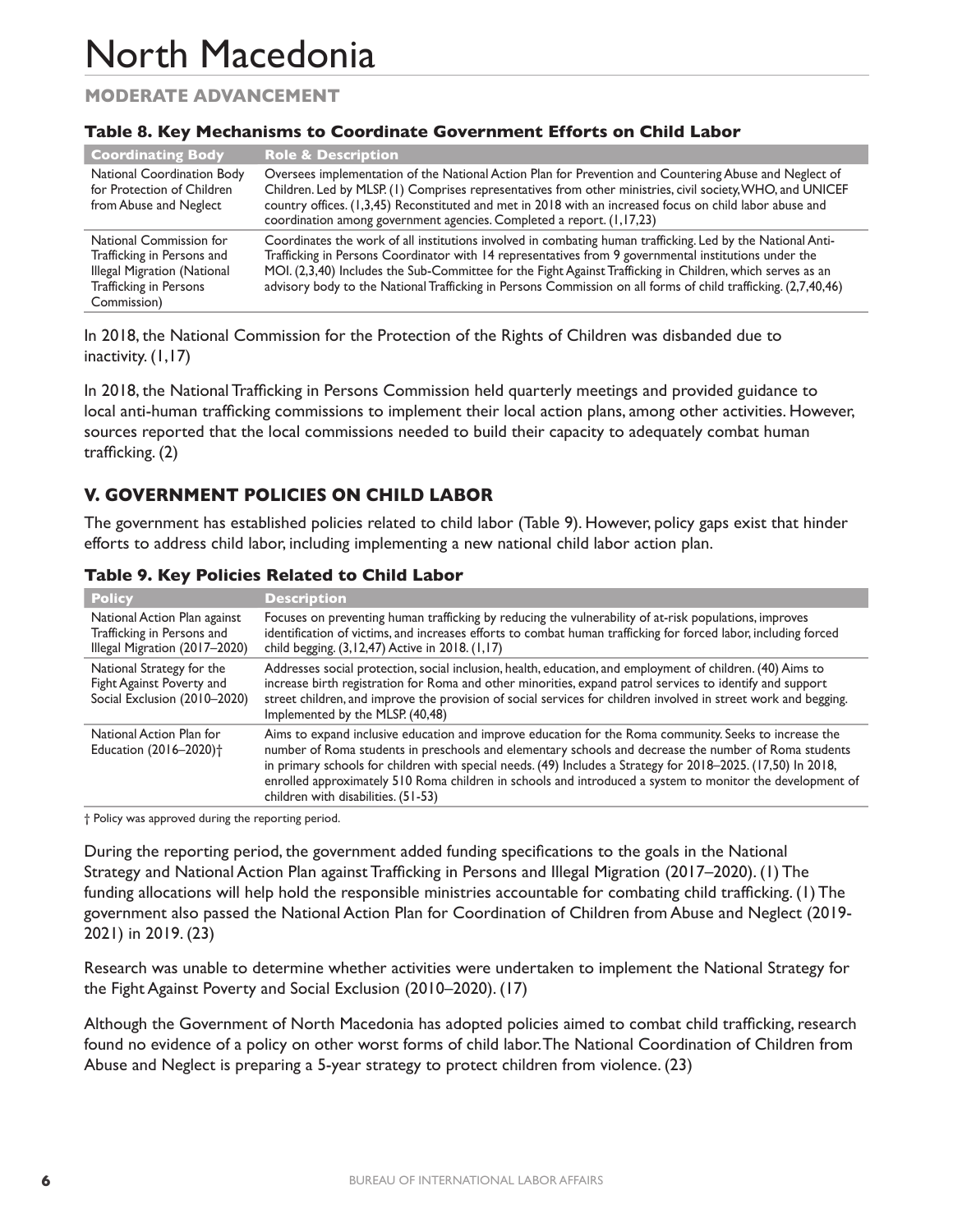# North Macedonia

**MODERATE ADVANCEMENT**

### Table 8. Key Mechanisms to Coordinate Government Efforts on Child Labor

| Coordinating Body | Role & Description |
|---|---|
| National Coordination Body for Protection of Children from Abuse and Neglect | Oversees implementation of the National Action Plan for Prevention and Countering Abuse and Neglect of Children. Led by MLSP. (1) Comprises representatives from other ministries, civil society, WHO, and UNICEF country offices. (1,3,45) Reconstituted and met in 2018 with an increased focus on child labor abuse and coordination among government agencies. Completed a report. (1,17,23) |
| National Commission for Trafficking in Persons and Illegal Migration (National Trafficking in Persons Commission) | Coordinates the work of all institutions involved in combating human trafficking. Led by the National Anti-Trafficking in Persons Coordinator with 14 representatives from 9 governmental institutions under the MOI. (2,3,40) Includes the Sub-Committee for the Fight Against Trafficking in Children, which serves as an advisory body to the National Trafficking in Persons Commission on all forms of child trafficking. (2,7,40,46) |

In 2018, the National Commission for the Protection of the Rights of Children was disbanded due to inactivity. (1,17)

In 2018, the National Trafficking in Persons Commission held quarterly meetings and provided guidance to local anti-human trafficking commissions to implement their local action plans, among other activities. However, sources reported that the local commissions needed to build their capacity to adequately combat human trafficking. (2)

## V. GOVERNMENT POLICIES ON CHILD LABOR

The government has established policies related to child labor (Table 9). However, policy gaps exist that hinder efforts to address child labor, including implementing a new national child labor action plan.

### Table 9. Key Policies Related to Child Labor

| Policy | Description |
|---|---|
| National Action Plan against Trafficking in Persons and Illegal Migration (2017–2020) | Focuses on preventing human trafficking by reducing the vulnerability of at-risk populations, improves identification of victims, and increases efforts to combat human trafficking for forced labor, including forced child begging. (3,12,47) Active in 2018. (1,17) |
| National Strategy for the Fight Against Poverty and Social Exclusion (2010–2020) | Addresses social protection, social inclusion, health, education, and employment of children. (40) Aims to increase birth registration for Roma and other minorities, expand patrol services to identify and support street children, and improve the provision of social services for children involved in street work and begging. Implemented by the MLSP. (40,48) |
| National Action Plan for Education (2016–2020)† | Aims to expand inclusive education and improve education for the Roma community. Seeks to increase the number of Roma students in preschools and elementary schools and decrease the number of Roma students in primary schools for children with special needs. (49) Includes a Strategy for 2018–2025. (17,50) In 2018, enrolled approximately 510 Roma children in schools and introduced a system to monitor the development of children with disabilities. (51-53) |

† Policy was approved during the reporting period.

During the reporting period, the government added funding specifications to the goals in the National Strategy and National Action Plan against Trafficking in Persons and Illegal Migration (2017–2020). (1) The funding allocations will help hold the responsible ministries accountable for combating child trafficking. (1) The government also passed the National Action Plan for Coordination of Children from Abuse and Neglect (2019-2021) in 2019. (23)

Research was unable to determine whether activities were undertaken to implement the National Strategy for the Fight Against Poverty and Social Exclusion (2010–2020). (17)

Although the Government of North Macedonia has adopted policies aimed to combat child trafficking, research found no evidence of a policy on other worst forms of child labor. The National Coordination of Children from Abuse and Neglect is preparing a 5-year strategy to protect children from violence. (23)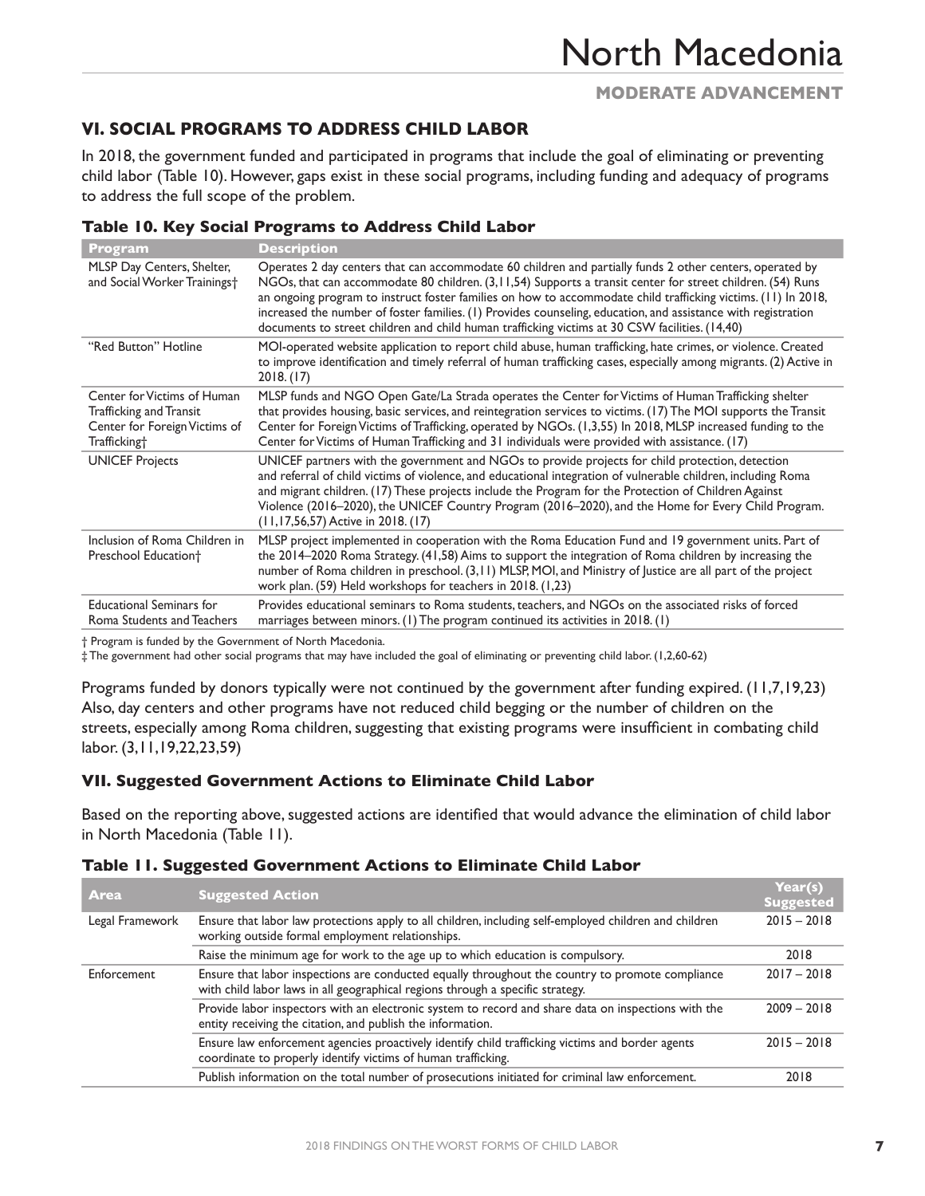### VI. SOCIAL PROGRAMS TO ADDRESS CHILD LABOR

In 2018, the government funded and participated in programs that include the goal of eliminating or preventing child labor (Table 10). However, gaps exist in these social programs, including funding and adequacy of programs to address the full scope of the problem.

**Table 10. Key Social Programs to Address Child Labor**

| Program | Description |
|---|---|
| MLSP Day Centers, Shelter, and Social Worker Trainings† | Operates 2 day centers that can accommodate 60 children and partially funds 2 other centers, operated by NGOs, that can accommodate 80 children. (3,11,54) Supports a transit center for street children. (54) Runs an ongoing program to instruct foster families on how to accommodate child trafficking victims. (11) In 2018, increased the number of foster families. (1) Provides counseling, education, and assistance with registration documents to street children and child human trafficking victims at 30 CSW facilities. (14,40) |
| "Red Button" Hotline | MOI-operated website application to report child abuse, human trafficking, hate crimes, or violence. Created to improve identification and timely referral of human trafficking cases, especially among migrants. (2) Active in 2018. (17) |
| Center for Victims of Human Trafficking and Transit Center for Foreign Victims of Trafficking† | MLSP funds and NGO Open Gate/La Strada operates the Center for Victims of Human Trafficking shelter that provides housing, basic services, and reintegration services to victims. (17) The MOI supports the Transit Center for Foreign Victims of Trafficking, operated by NGOs. (1,3,55) In 2018, MLSP increased funding to the Center for Victims of Human Trafficking and 31 individuals were provided with assistance. (17) |
| UNICEF Projects | UNICEF partners with the government and NGOs to provide projects for child protection, detection and referral of child victims of violence, and educational integration of vulnerable children, including Roma and migrant children. (17) These projects include the Program for the Protection of Children Against Violence (2016–2020), the UNICEF Country Program (2016–2020), and the Home for Every Child Program. (11,17,56,57) Active in 2018. (17) |
| Inclusion of Roma Children in Preschool Education† | MLSP project implemented in cooperation with the Roma Education Fund and 19 government units. Part of the 2014–2020 Roma Strategy. (41,58) Aims to support the integration of Roma children by increasing the number of Roma children in preschool. (3,11) MLSP, MOI, and Ministry of Justice are all part of the project work plan. (59) Held workshops for teachers in 2018. (1,23) |
| Educational Seminars for Roma Students and Teachers | Provides educational seminars to Roma students, teachers, and NGOs on the associated risks of forced marriages between minors. (1) The program continued its activities in 2018. (1) |

† Program is funded by the Government of North Macedonia.
‡ The government had other social programs that may have included the goal of eliminating or preventing child labor. (1,2,60-62)

Programs funded by donors typically were not continued by the government after funding expired. (11,7,19,23) Also, day centers and other programs have not reduced child begging or the number of children on the streets, especially among Roma children, suggesting that existing programs were insufficient in combating child labor. (3,11,19,22,23,59)

### VII. Suggested Government Actions to Eliminate Child Labor

Based on the reporting above, suggested actions are identified that would advance the elimination of child labor in North Macedonia (Table 11).

**Table 11. Suggested Government Actions to Eliminate Child Labor**

| Area | Suggested Action | Year(s) Suggested |
|---|---|---|
| Legal Framework | Ensure that labor law protections apply to all children, including self-employed children and children working outside formal employment relationships. | 2015 – 2018 |
| | Raise the minimum age for work to the age up to which education is compulsory. | 2018 |
| Enforcement | Ensure that labor inspections are conducted equally throughout the country to promote compliance with child labor laws in all geographical regions through a specific strategy. | 2017 – 2018 |
| | Provide labor inspectors with an electronic system to record and share data on inspections with the entity receiving the citation, and publish the information. | 2009 – 2018 |
| | Ensure law enforcement agencies proactively identify child trafficking victims and border agents coordinate to properly identify victims of human trafficking. | 2015 – 2018 |
| | Publish information on the total number of prosecutions initiated for criminal law enforcement. | 2018 |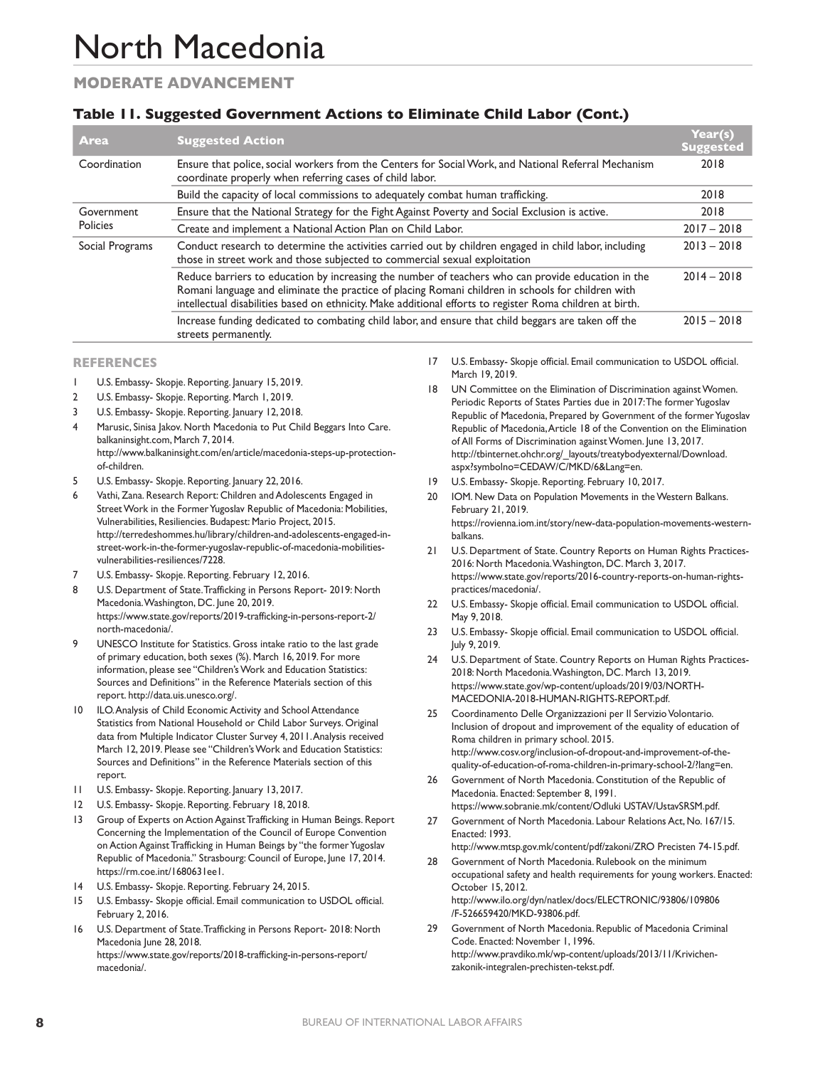# North Macedonia

## MODERATE ADVANCEMENT

### Table 11. Suggested Government Actions to Eliminate Child Labor (Cont.)

| Area | Suggested Action | Year(s) Suggested |
|---|---|---|
| Coordination | Ensure that police, social workers from the Centers for Social Work, and National Referral Mechanism coordinate properly when referring cases of child labor. | 2018 |
| | Build the capacity of local commissions to adequately combat human trafficking. | 2018 |
| Government Policies | Ensure that the National Strategy for the Fight Against Poverty and Social Exclusion is active. | 2018 |
| | Create and implement a National Action Plan on Child Labor. | 2017 – 2018 |
| Social Programs | Conduct research to determine the activities carried out by children engaged in child labor, including those in street work and those subjected to commercial sexual exploitation | 2013 – 2018 |
| | Reduce barriers to education by increasing the number of teachers who can provide education in the Romani language and eliminate the practice of placing Romani children in schools for children with intellectual disabilities based on ethnicity. Make additional efforts to register Roma children at birth. | 2014 – 2018 |
| | Increase funding dedicated to combating child labor, and ensure that child beggars are taken off the streets permanently. | 2015 – 2018 |

## REFERENCES

1. U.S. Embassy- Skopje. Reporting. January 15, 2019.
2. U.S. Embassy- Skopje. Reporting. March 1, 2019.
3. U.S. Embassy- Skopje. Reporting. January 12, 2018.
4. Marusic, Sinisa Jakov. North Macedonia to Put Child Beggars Into Care. balkaninsight.com, March 7, 2014. http://www.balkaninsight.com/en/article/macedonia-steps-up-protection-of-children.
5. U.S. Embassy- Skopje. Reporting. January 22, 2016.
6. Vathi, Zana. Research Report: Children and Adolescents Engaged in Street Work in the Former Yugoslav Republic of Macedonia: Mobilities, Vulnerabilities, Resiliencies. Budapest: Mario Project, 2015. http://terredeshommes.hu/library/children-and-adolescents-engaged-in-street-work-in-the-former-yugoslav-republic-of-macedonia-mobilities-vulnerabilities-resiliences/7228.
7. U.S. Embassy- Skopje. Reporting. February 12, 2016.
8. U.S. Department of State. Trafficking in Persons Report- 2019: North Macedonia. Washington, DC. June 20, 2019. https://www.state.gov/reports/2019-trafficking-in-persons-report-2/north-macedonia/.
9. UNESCO Institute for Statistics. Gross intake ratio to the last grade of primary education, both sexes (%). March 16, 2019. For more information, please see "Children's Work and Education Statistics: Sources and Definitions" in the Reference Materials section of this report. http://data.uis.unesco.org/.
10. ILO. Analysis of Child Economic Activity and School Attendance Statistics from National Household or Child Labor Surveys. Original data from Multiple Indicator Cluster Survey 4, 2011. Analysis received March 12, 2019. Please see "Children's Work and Education Statistics: Sources and Definitions" in the Reference Materials section of this report.
11. U.S. Embassy- Skopje. Reporting. January 13, 2017.
12. U.S. Embassy- Skopje. Reporting. February 18, 2018.
13. Group of Experts on Action Against Trafficking in Human Beings. Report Concerning the Implementation of the Council of Europe Convention on Action Against Trafficking in Human Beings by "the former Yugoslav Republic of Macedonia." Strasbourg: Council of Europe, June 17, 2014. https://rm.coe.int/1680631ee1.
14. U.S. Embassy- Skopje. Reporting. February 24, 2015.
15. U.S. Embassy- Skopje official. Email communication to USDOL official. February 2, 2016.
16. U.S. Department of State. Trafficking in Persons Report- 2018: North Macedonia June 28, 2018. https://www.state.gov/reports/2018-trafficking-in-persons-report/macedonia/.
17. U.S. Embassy- Skopje official. Email communication to USDOL official. March 19, 2019.
18. UN Committee on the Elimination of Discrimination against Women. Periodic Reports of States Parties due in 2017: The former Yugoslav Republic of Macedonia, Prepared by Government of the former Yugoslav Republic of Macedonia, Article 18 of the Convention on the Elimination of All Forms of Discrimination against Women. June 13, 2017. http://tbinternet.ohchr.org/_layouts/treatybodyexternal/Download.aspx?symbolno=CEDAW/C/MKD/6&Lang=en.
19. U.S. Embassy- Skopje. Reporting. February 10, 2017.
20. IOM. New Data on Population Movements in the Western Balkans. February 21, 2019. https://rovienna.iom.int/story/new-data-population-movements-western-balkans.
21. U.S. Department of State. Country Reports on Human Rights Practices- 2016: North Macedonia. Washington, DC. March 3, 2017. https://www.state.gov/reports/2016-country-reports-on-human-rights-practices/macedonia/.
22. U.S. Embassy- Skopje official. Email communication to USDOL official. May 9, 2018.
23. U.S. Embassy- Skopje official. Email communication to USDOL official. July 9, 2019.
24. U.S. Department of State. Country Reports on Human Rights Practices- 2018: North Macedonia. Washington, DC. March 13, 2019. https://www.state.gov/wp-content/uploads/2019/03/NORTH-MACEDONIA-2018-HUMAN-RIGHTS-REPORT.pdf.
25. Coordinamento Delle Organizzazioni per Il Servizio Volontario. Inclusion of dropout and improvement of the equality of education of Roma children in primary school. 2015. http://www.cosv.org/inclusion-of-dropout-and-improvement-of-the-quality-of-education-of-roma-children-in-primary-school-2/?lang=en.
26. Government of North Macedonia. Constitution of the Republic of Macedonia. Enacted: September 8, 1991. https://www.sobranie.mk/content/Odluki USTAV/UstavSRSM.pdf.
27. Government of North Macedonia. Labour Relations Act, No. 167/15. Enacted: 1993. http://www.mtsp.gov.mk/content/pdf/zakoni/ZRO Precisten 74-15.pdf.
28. Government of North Macedonia. Rulebook on the minimum occupational safety and health requirements for young workers. Enacted: October 15, 2012. http://www.ilo.org/dyn/natlex/docs/ELECTRONIC/93806/109806/F-526659420/MKD-93806.pdf.
29. Government of North Macedonia. Republic of Macedonia Criminal Code. Enacted: November 1, 1996. http://www.pravdiko.mk/wp-content/uploads/2013/11/Krivichen-zakonik-integralen-prechisten-tekst.pdf.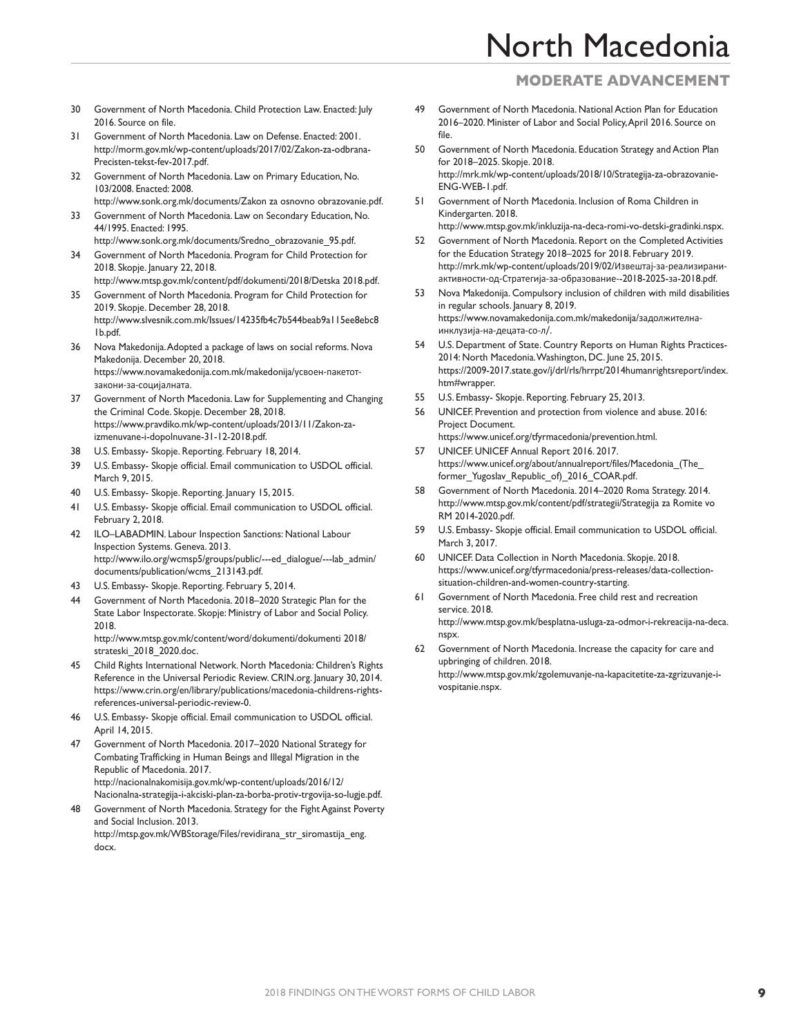30 Government of North Macedonia. Child Protection Law. Enacted: July 2016. Source on file.

31 Government of North Macedonia. Law on Defense. Enacted: 2001. http://morm.gov.mk/wp-content/uploads/2017/02/Zakon-za-odbrana-Precisten-tekst-fev-2017.pdf.

32 Government of North Macedonia. Law on Primary Education, No. 103/2008. Enacted: 2008. http://www.sonk.org.mk/documents/Zakon za osnovno obrazovanie.pdf.

33 Government of North Macedonia. Law on Secondary Education, No. 44/1995. Enacted: 1995. http://www.sonk.org.mk/documents/Sredno_obrazovanie_95.pdf.

34 Government of North Macedonia. Program for Child Protection for 2018. Skopje. January 22, 2018. http://www.mtsp.gov.mk/content/pdf/dokumenti/2018/Detska 2018.pdf.

35 Government of North Macedonia. Program for Child Protection for 2019. Skopje. December 28, 2018. http://www.slvesnik.com.mk/Issues/14235fb4c7b544beab9a115ee8ebc81b.pdf.

36 Nova Makedonija. Adopted a package of laws on social reforms. Nova Makedonija. December 20, 2018. https://www.novamakedonija.com.mk/makedonija/усвоен-пакетот-закони-за-социјалната.

37 Government of North Macedonia. Law for Supplementing and Changing the Criminal Code. Skopje. December 28, 2018. https://www.pravdiko.mk/wp-content/uploads/2013/11/Zakon-za-izmenuvane-i-dopolnuvane-31-12-2018.pdf.

38 U.S. Embassy- Skopje. Reporting. February 18, 2014.

39 U.S. Embassy- Skopje official. Email communication to USDOL official. March 9, 2015.

40 U.S. Embassy- Skopje. Reporting. January 15, 2015.

41 U.S. Embassy- Skopje official. Email communication to USDOL official. February 2, 2018.

42 ILO–LABADMIN. Labour Inspection Sanctions: National Labour Inspection Systems. Geneva. 2013. http://www.ilo.org/wcmsp5/groups/public/---ed_dialogue/---lab_admin/documents/publication/wcms_213143.pdf.

43 U.S. Embassy- Skopje. Reporting. February 5, 2014.

44 Government of North Macedonia. 2018–2020 Strategic Plan for the State Labor Inspectorate. Skopje: Ministry of Labor and Social Policy. 2018. http://www.mtsp.gov.mk/content/word/dokumenti/dokumenti 2018/strateski_2018_2020.doc.

45 Child Rights International Network. North Macedonia: Children's Rights Reference in the Universal Periodic Review. CRIN.org. January 30, 2014. https://www.crin.org/en/library/publications/macedonia-childrens-rights-references-universal-periodic-review-0.

46 U.S. Embassy- Skopje official. Email communication to USDOL official. April 14, 2015.

47 Government of North Macedonia. 2017–2020 National Strategy for Combating Trafficking in Human Beings and Illegal Migration in the Republic of Macedonia. 2017. http://nacionalnakomisija.gov.mk/wp-content/uploads/2016/12/Nacionalna-strategija-i-akciski-plan-za-borba-protiv-trgovija-so-lugje.pdf.

48 Government of North Macedonia. Strategy for the Fight Against Poverty and Social Inclusion. 2013. http://mtsp.gov.mk/WBStorage/Files/revidirana_str_siromastija_eng.docx.

49 Government of North Macedonia. National Action Plan for Education 2016–2020. Minister of Labor and Social Policy, April 2016. Source on file.

50 Government of North Macedonia. Education Strategy and Action Plan for 2018–2025. Skopje. 2018. http://mrk.mk/wp-content/uploads/2018/10/Strategija-za-obrazovanie-ENG-WEB-1.pdf.

51 Government of North Macedonia. Inclusion of Roma Children in Kindergarten. 2018. http://www.mtsp.gov.mk/inkluzija-na-deca-romi-vo-detski-gradinki.nspx.

52 Government of North Macedonia. Report on the Completed Activities for the Education Strategy 2018–2025 for 2018. February 2019. http://mrk.mk/wp-content/uploads/2019/02/Извештај-за-реализирани-активности-од-Стратегија-за-образование--2018-2025-за-2018.pdf.

53 Nova Makedonija. Compulsory inclusion of children with mild disabilities in regular schools. January 8, 2019. https://www.novamakedonija.com.mk/makedonija/задолжителна-инклузија-на-децата-со-л/.

54 U.S. Department of State. Country Reports on Human Rights Practices-2014: North Macedonia. Washington, DC. June 25, 2015. https://2009-2017.state.gov/j/drl/rls/hrrpt/2014humanrightsreport/index.htm#wrapper.

55 U.S. Embassy- Skopje. Reporting. February 25, 2013.

56 UNICEF. Prevention and protection from violence and abuse. 2016: Project Document. https://www.unicef.org/tfyrmacedonia/prevention.html.

57 UNICEF. UNICEF Annual Report 2016. 2017. https://www.unicef.org/about/annualreport/files/Macedonia_(The_former_Yugoslav_Republic_of)_2016_COAR.pdf.

58 Government of North Macedonia. 2014–2020 Roma Strategy. 2014. http://www.mtsp.gov.mk/content/pdf/strategii/Strategija za Romite vo RM 2014-2020.pdf.

59 U.S. Embassy- Skopje official. Email communication to USDOL official. March 3, 2017.

60 UNICEF. Data Collection in North Macedonia. Skopje. 2018. https://www.unicef.org/tfyrmacedonia/press-releases/data-collection-situation-children-and-women-country-starting.

61 Government of North Macedonia. Free child rest and recreation service. 2018. http://www.mtsp.gov.mk/besplatna-usluga-za-odmor-i-rekreacija-na-deca.nspx.

62 Government of North Macedonia. Increase the capacity for care and upbringing of children. 2018. http://www.mtsp.gov.mk/zgolemuvanje-na-kapacitetite-za-zgrizuvanje-i-vospitanie.nspx.